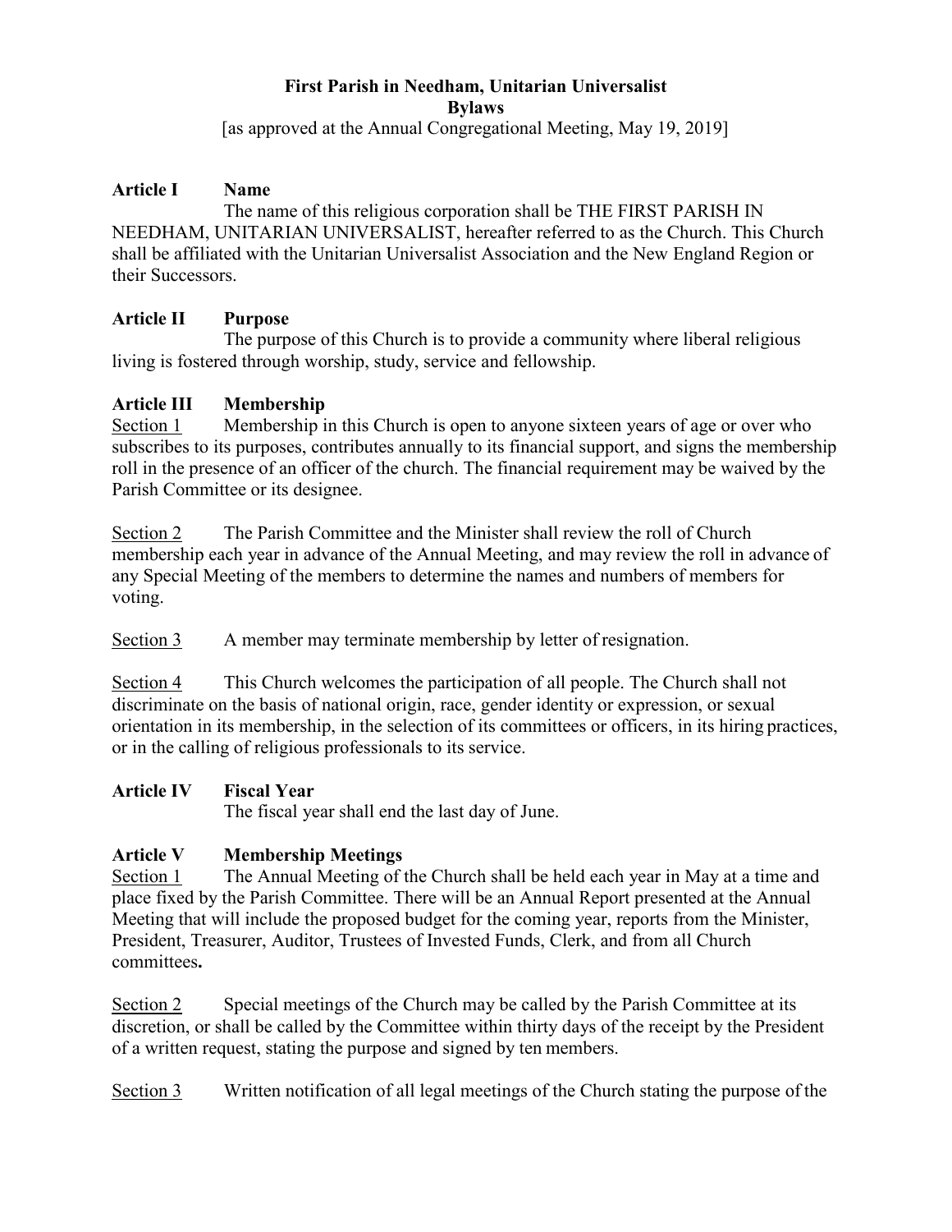# First Parish in Needham, Unitarian Universalist

## Bylaws

[as approved at the Annual Congregational Meeting, May 19, 2019]

### Article I Name

The name of this religious corporation shall be THE FIRST PARISH IN NEEDHAM, UNITARIAN UNIVERSALIST, hereafter referred to as the Church. This Church shall be affiliated with the Unitarian Universalist Association and the New England Region or their Successors.

### Article II Purpose

The purpose of this Church is to provide a community where liberal religious living is fostered through worship, study, service and fellowship.

### Article III Membership

Section 1 Membership in this Church is open to anyone sixteen years of age or over who subscribes to its purposes, contributes annually to its financial support, and signs the membership roll in the presence of an officer of the church. The financial requirement may be waived by the Parish Committee or its designee.

Section 2 The Parish Committee and the Minister shall review the roll of Church membership each year in advance of the Annual Meeting, and may review the roll in advance of any Special Meeting of the members to determine the names and numbers of members for voting.

Section 3 A member may terminate membership by letter of resignation.

Section 4 This Church welcomes the participation of all people. The Church shall not discriminate on the basis of national origin, race, gender identity or expression, or sexual orientation in its membership, in the selection of its committees or officers, in its hiring practices, or in the calling of religious professionals to its service.

### Article IV Fiscal Year

The fiscal year shall end the last day of June.

### Article V Membership Meetings

Section 1 The Annual Meeting of the Church shall be held each year in May at a time and place fixed by the Parish Committee. There will be an Annual Report presented at the Annual Meeting that will include the proposed budget for the coming year, reports from the Minister, President, Treasurer, Auditor, Trustees of Invested Funds, Clerk, and from all Church committees**.**

Section 2 Special meetings of the Church may be called by the Parish Committee at its discretion, or shall be called by the Committee within thirty days of the receipt by the President of a written request, stating the purpose and signed by ten members.

Section 3 Written notification of all legal meetings of the Church stating the purpose of the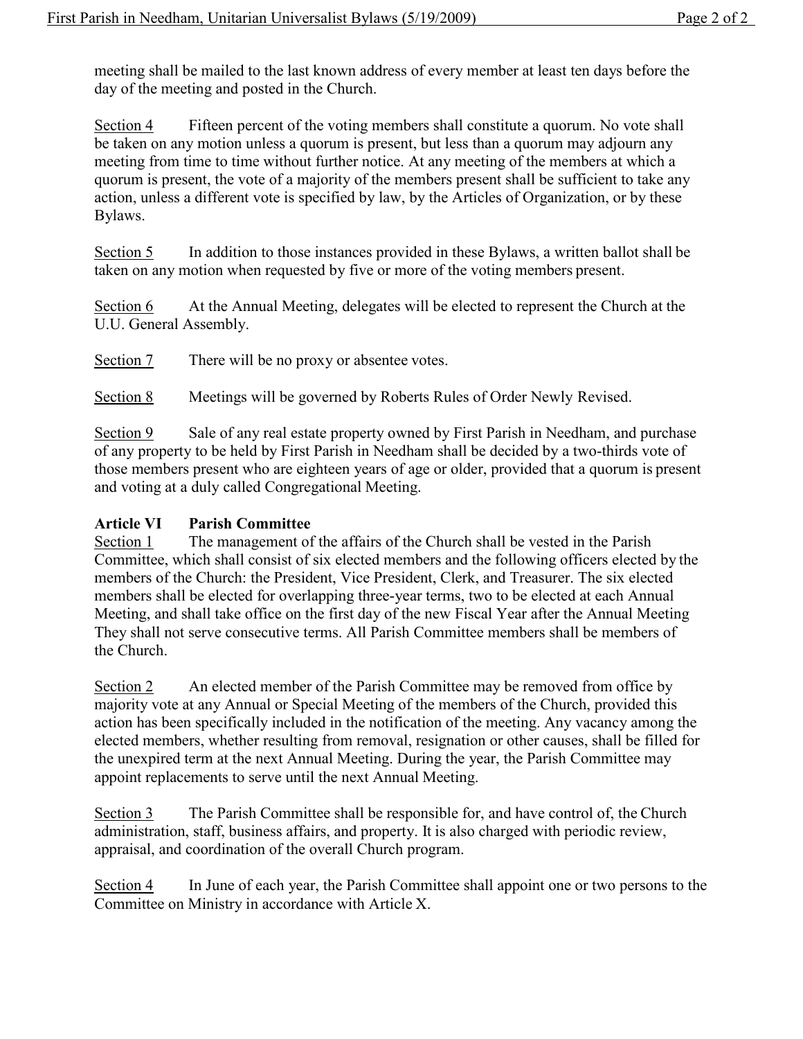meeting shall be mailed to the last known address of every member at least ten days before the day of the meeting and posted in the Church.

Section 4 Fifteen percent of the voting members shall constitute a quorum. No vote shall be taken on any motion unless a quorum is present, but less than a quorum may adjourn any meeting from time to time without further notice. At any meeting of the members at which a quorum is present, the vote of a majority of the members present shall be sufficient to take any action, unless a different vote is specified by law, by the Articles of Organization, or by these Bylaws.

Section 5 In addition to those instances provided in these Bylaws, a written ballot shall be taken on any motion when requested by five or more of the voting members present.

Section 6 At the Annual Meeting, delegates will be elected to represent the Church at the U.U. General Assembly.

Section 7 There will be no proxy or absentee votes.

Section 8 Meetings will be governed by Roberts Rules of Order Newly Revised.

Section 9 Sale of any real estate property owned by First Parish in Needham, and purchase of any property to be held by First Parish in Needham shall be decided by a two-thirds vote of those members present who are eighteen years of age or older, provided that a quorum is present and voting at a duly called Congregational Meeting.

## Article VI Parish Committee

Section 1 The management of the affairs of the Church shall be vested in the Parish Committee, which shall consist of six elected members and the following officers elected by the members of the Church: the President, Vice President, Clerk, and Treasurer. The six elected members shall be elected for overlapping three-year terms, two to be elected at each Annual Meeting, and shall take office on the first day of the new Fiscal Year after the Annual Meeting They shall not serve consecutive terms. All Parish Committee members shall be members of the Church.

Section 2 An elected member of the Parish Committee may be removed from office by majority vote at any Annual or Special Meeting of the members of the Church, provided this action has been specifically included in the notification of the meeting. Any vacancy among the elected members, whether resulting from removal, resignation or other causes, shall be filled for the unexpired term at the next Annual Meeting. During the year, the Parish Committee may appoint replacements to serve until the next Annual Meeting.

Section 3 The Parish Committee shall be responsible for, and have control of, the Church administration, staff, business affairs, and property. It is also charged with periodic review, appraisal, and coordination of the overall Church program.

Section 4 In June of each year, the Parish Committee shall appoint one or two persons to the Committee on Ministry in accordance with Article X.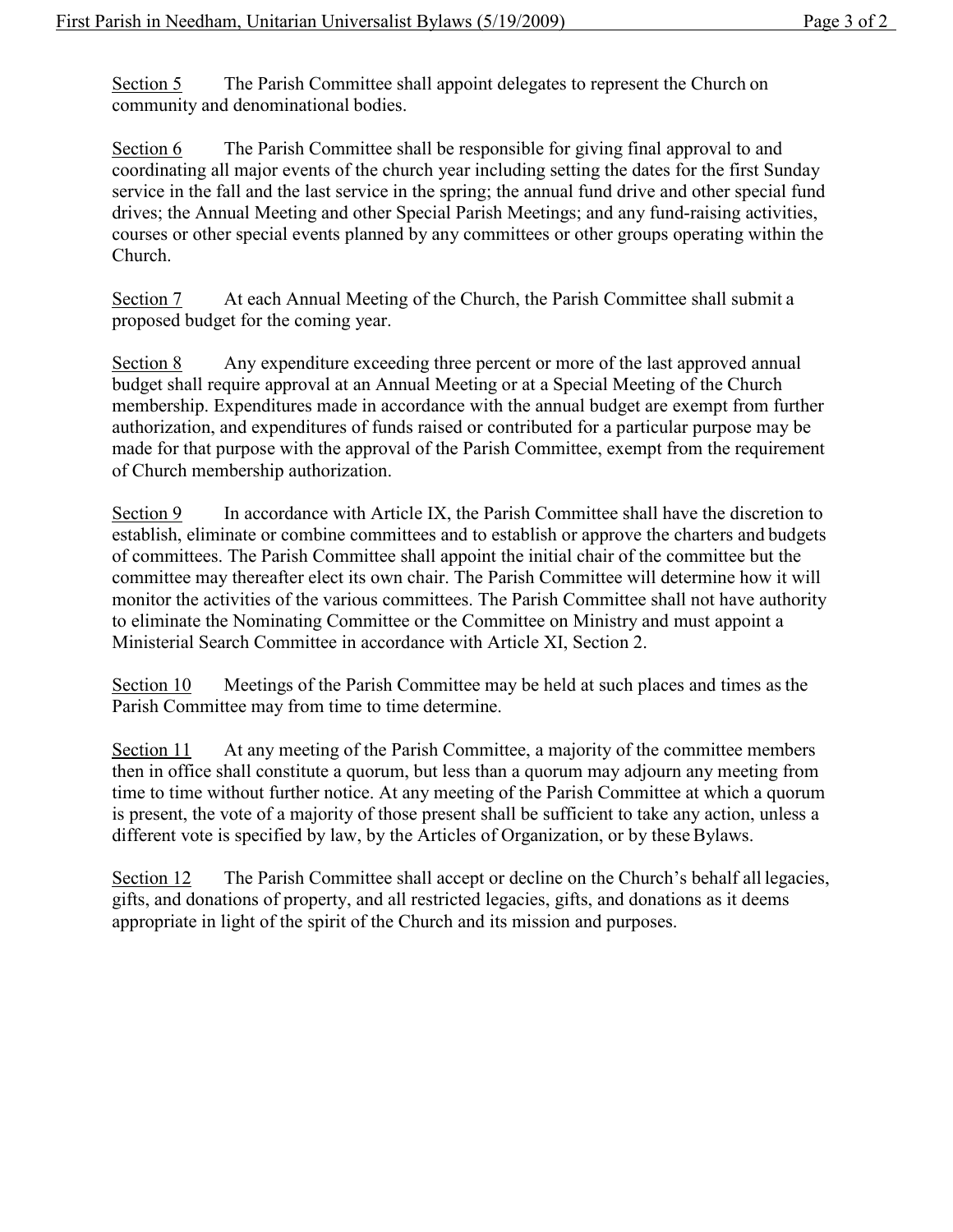Section 5 The Parish Committee shall appoint delegates to represent the Church on community and denominational bodies.

Section 6 The Parish Committee shall be responsible for giving final approval to and coordinating all major events of the church year including setting the dates for the first Sunday service in the fall and the last service in the spring; the annual fund drive and other special fund drives; the Annual Meeting and other Special Parish Meetings; and any fund-raising activities, courses or other special events planned by any committees or other groups operating within the Church.

Section 7 At each Annual Meeting of the Church, the Parish Committee shall submit a proposed budget for the coming year.

Section 8 Any expenditure exceeding three percent or more of the last approved annual budget shall require approval at an Annual Meeting or at a Special Meeting of the Church membership. Expenditures made in accordance with the annual budget are exempt from further authorization, and expenditures of funds raised or contributed for a particular purpose may be made for that purpose with the approval of the Parish Committee, exempt from the requirement of Church membership authorization.

Section 9 In accordance with Article IX, the Parish Committee shall have the discretion to establish, eliminate or combine committees and to establish or approve the charters and budgets of committees. The Parish Committee shall appoint the initial chair of the committee but the committee may thereafter elect its own chair. The Parish Committee will determine how it will monitor the activities of the various committees. The Parish Committee shall not have authority to eliminate the Nominating Committee or the Committee on Ministry and must appoint a Ministerial Search Committee in accordance with Article XI, Section 2.

Section 10 Meetings of the Parish Committee may be held at such places and times as the Parish Committee may from time to time determine.

Section 11 At any meeting of the Parish Committee, a majority of the committee members then in office shall constitute a quorum, but less than a quorum may adjourn any meeting from time to time without further notice. At any meeting of the Parish Committee at which a quorum is present, the vote of a majority of those present shall be sufficient to take any action, unless a different vote is specified by law, by the Articles of Organization, or by these Bylaws.

Section 12 The Parish Committee shall accept or decline on the Church's behalf all legacies, gifts, and donations of property, and all restricted legacies, gifts, and donations as it deems appropriate in light of the spirit of the Church and its mission and purposes.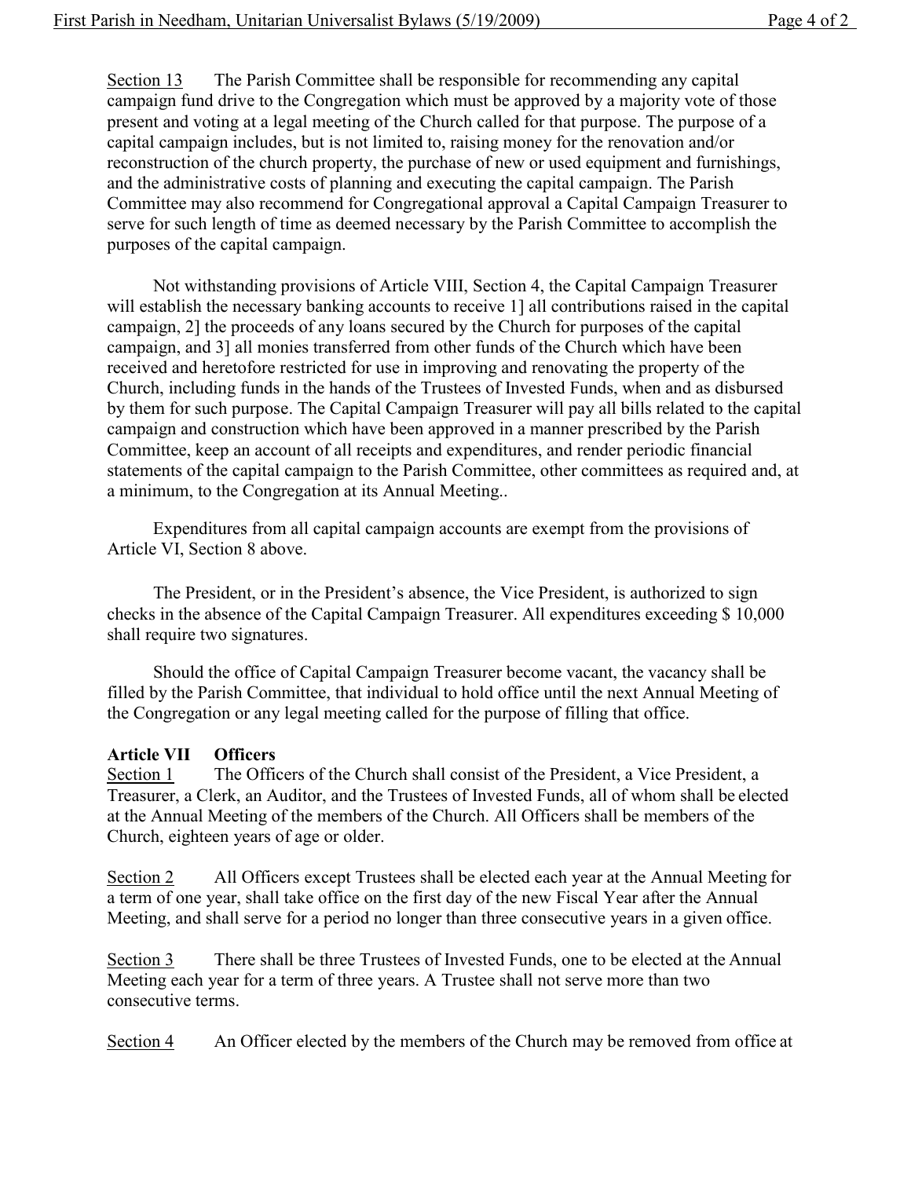Section 13 The Parish Committee shall be responsible for recommending any capital campaign fund drive to the Congregation which must be approved by a majority vote of those present and voting at a legal meeting of the Church called for that purpose. The purpose of a capital campaign includes, but is not limited to, raising money for the renovation and/or reconstruction of the church property, the purchase of new or used equipment and furnishings, and the administrative costs of planning and executing the capital campaign. The Parish Committee may also recommend for Congregational approval a Capital Campaign Treasurer to serve for such length of time as deemed necessary by the Parish Committee to accomplish the purposes of the capital campaign.

Not withstanding provisions of Article VIII, Section 4, the Capital Campaign Treasurer will establish the necessary banking accounts to receive 1] all contributions raised in the capital campaign, 2] the proceeds of any loans secured by the Church for purposes of the capital campaign, and 3] all monies transferred from other funds of the Church which have been received and heretofore restricted for use in improving and renovating the property of the Church, including funds in the hands of the Trustees of Invested Funds, when and as disbursed by them for such purpose. The Capital Campaign Treasurer will pay all bills related to the capital campaign and construction which have been approved in a manner prescribed by the Parish Committee, keep an account of all receipts and expenditures, and render periodic financial statements of the capital campaign to the Parish Committee, other committees as required and, at a minimum, to the Congregation at its Annual Meeting..

Expenditures from all capital campaign accounts are exempt from the provisions of Article VI, Section 8 above.

The President, or in the President's absence, the Vice President, is authorized to sign checks in the absence of the Capital Campaign Treasurer. All expenditures exceeding $ 10,000 shall require two signatures.

Should the office of Capital Campaign Treasurer become vacant, the vacancy shall be filled by the Parish Committee, that individual to hold office until the next Annual Meeting of the Congregation or any legal meeting called for the purpose of filling that office.

## Article VII Officers

Section 1 The Officers of the Church shall consist of the President, a Vice President, a Treasurer, a Clerk, an Auditor, and the Trustees of Invested Funds, all of whom shall be elected at the Annual Meeting of the members of the Church. All Officers shall be members of the Church, eighteen years of age or older.

Section 2 All Officers except Trustees shall be elected each year at the Annual Meeting for a term of one year, shall take office on the first day of the new Fiscal Year after the Annual Meeting, and shall serve for a period no longer than three consecutive years in a given office.

Section 3 There shall be three Trustees of Invested Funds, one to be elected at the Annual Meeting each year for a term of three years. A Trustee shall not serve more than two consecutive terms.

Section 4 An Officer elected by the members of the Church may be removed from office at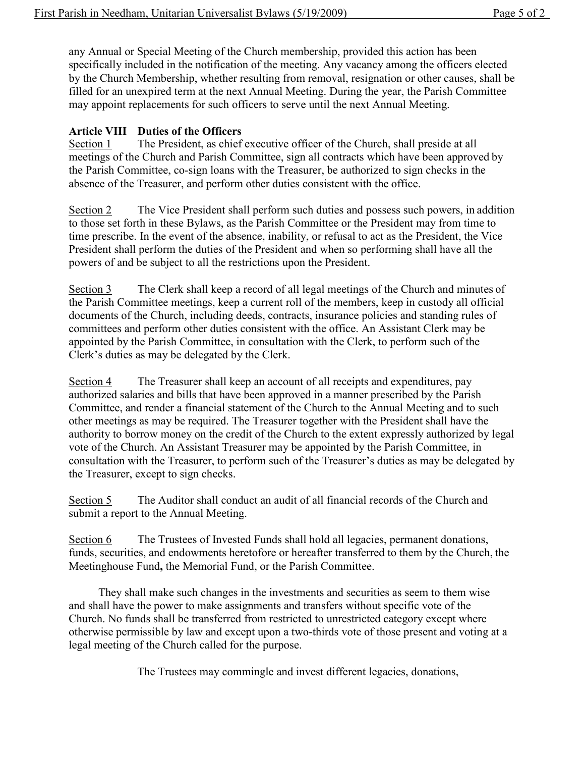any Annual or Special Meeting of the Church membership, provided this action has been specifically included in the notification of the meeting. Any vacancy among the officers elected by the Church Membership, whether resulting from removal, resignation or other causes, shall be filled for an unexpired term at the next Annual Meeting. During the year, the Parish Committee may appoint replacements for such officers to serve until the next Annual Meeting.

## Article VIII Duties of the Officers

Section 1 The President, as chief executive officer of the Church, shall preside at all meetings of the Church and Parish Committee, sign all contracts which have been approved by the Parish Committee, co-sign loans with the Treasurer, be authorized to sign checks in the absence of the Treasurer, and perform other duties consistent with the office.

Section 2 The Vice President shall perform such duties and possess such powers, in addition to those set forth in these Bylaws, as the Parish Committee or the President may from time to time prescribe. In the event of the absence, inability, or refusal to act as the President, the Vice President shall perform the duties of the President and when so performing shall have all the powers of and be subject to all the restrictions upon the President.

Section 3 The Clerk shall keep a record of all legal meetings of the Church and minutes of the Parish Committee meetings, keep a current roll of the members, keep in custody all official documents of the Church, including deeds, contracts, insurance policies and standing rules of committees and perform other duties consistent with the office. An Assistant Clerk may be appointed by the Parish Committee, in consultation with the Clerk, to perform such of the Clerk's duties as may be delegated by the Clerk.

Section 4 The Treasurer shall keep an account of all receipts and expenditures, pay authorized salaries and bills that have been approved in a manner prescribed by the Parish Committee, and render a financial statement of the Church to the Annual Meeting and to such other meetings as may be required. The Treasurer together with the President shall have the authority to borrow money on the credit of the Church to the extent expressly authorized by legal vote of the Church. An Assistant Treasurer may be appointed by the Parish Committee, in consultation with the Treasurer, to perform such of the Treasurer's duties as may be delegated by the Treasurer, except to sign checks.

Section 5 The Auditor shall conduct an audit of all financial records of the Church and submit a report to the Annual Meeting.

Section 6 The Trustees of Invested Funds shall hold all legacies, permanent donations, funds, securities, and endowments heretofore or hereafter transferred to them by the Church, the Meetinghouse Fund**,** the Memorial Fund, or the Parish Committee.

They shall make such changes in the investments and securities as seem to them wise and shall have the power to make assignments and transfers without specific vote of the Church. No funds shall be transferred from restricted to unrestricted category except where otherwise permissible by law and except upon a two-thirds vote of those present and voting at a legal meeting of the Church called for the purpose.

The Trustees may commingle and invest different legacies, donations,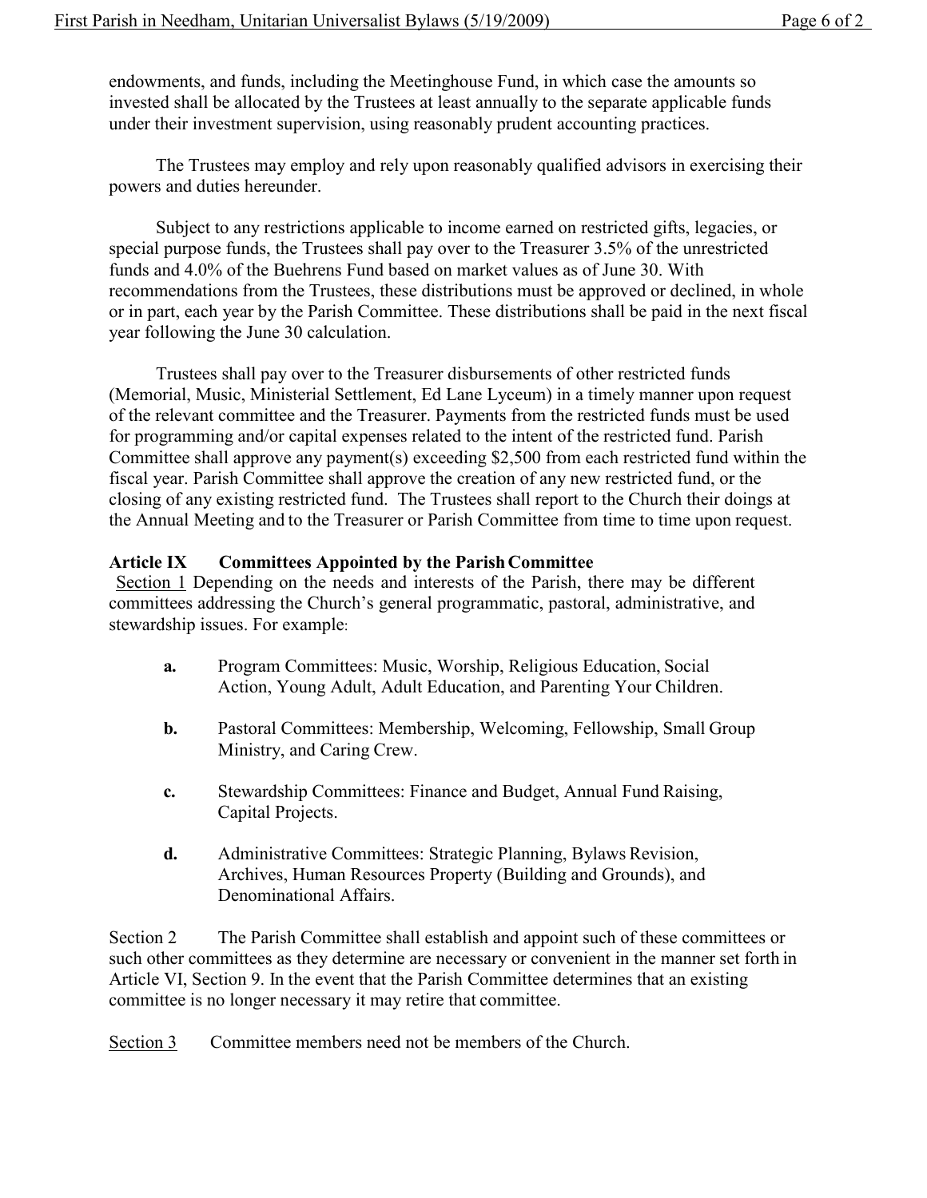endowments, and funds, including the Meetinghouse Fund, in which case the amounts so invested shall be allocated by the Trustees at least annually to the separate applicable funds under their investment supervision, using reasonably prudent accounting practices.

The Trustees may employ and rely upon reasonably qualified advisors in exercising their powers and duties hereunder.

Subject to any restrictions applicable to income earned on restricted gifts, legacies, or special purpose funds, the Trustees shall pay over to the Treasurer 3.5% of the unrestricted funds and 4.0% of the Buehrens Fund based on market values as of June 30. With recommendations from the Trustees, these distributions must be approved or declined, in whole or in part, each year by the Parish Committee. These distributions shall be paid in the next fiscal year following the June 30 calculation.

Trustees shall pay over to the Treasurer disbursements of other restricted funds (Memorial, Music, Ministerial Settlement, Ed Lane Lyceum) in a timely manner upon request of the relevant committee and the Treasurer. Payments from the restricted funds must be used for programming and/or capital expenses related to the intent of the restricted fund. Parish Committee shall approve any payment(s) exceeding $2,500 from each restricted fund within the fiscal year. Parish Committee shall approve the creation of any new restricted fund, or the closing of any existing restricted fund. The Trustees shall report to the Church their doings at the Annual Meeting and to the Treasurer or Parish Committee from time to time upon request.

## Article IX Committees Appointed by the Parish Committee

Section 1 Depending on the needs and interests of the Parish, there may be different committees addressing the Church's general programmatic, pastoral, administrative, and stewardship issues. For example:

- **a.** Program Committees: Music, Worship, Religious Education, Social Action, Young Adult, Adult Education, and Parenting Your Children.
- **b.** Pastoral Committees: Membership, Welcoming, Fellowship, Small Group Ministry, and Caring Crew.
- **c.** Stewardship Committees: Finance and Budget, Annual Fund Raising, Capital Projects.
- **d.** Administrative Committees: Strategic Planning, Bylaws Revision, Archives, Human Resources Property (Building and Grounds), and Denominational Affairs.

Section 2 The Parish Committee shall establish and appoint such of these committees or such other committees as they determine are necessary or convenient in the manner set forth in Article VI, Section 9. In the event that the Parish Committee determines that an existing committee is no longer necessary it may retire that committee.

Section 3 Committee members need not be members of the Church.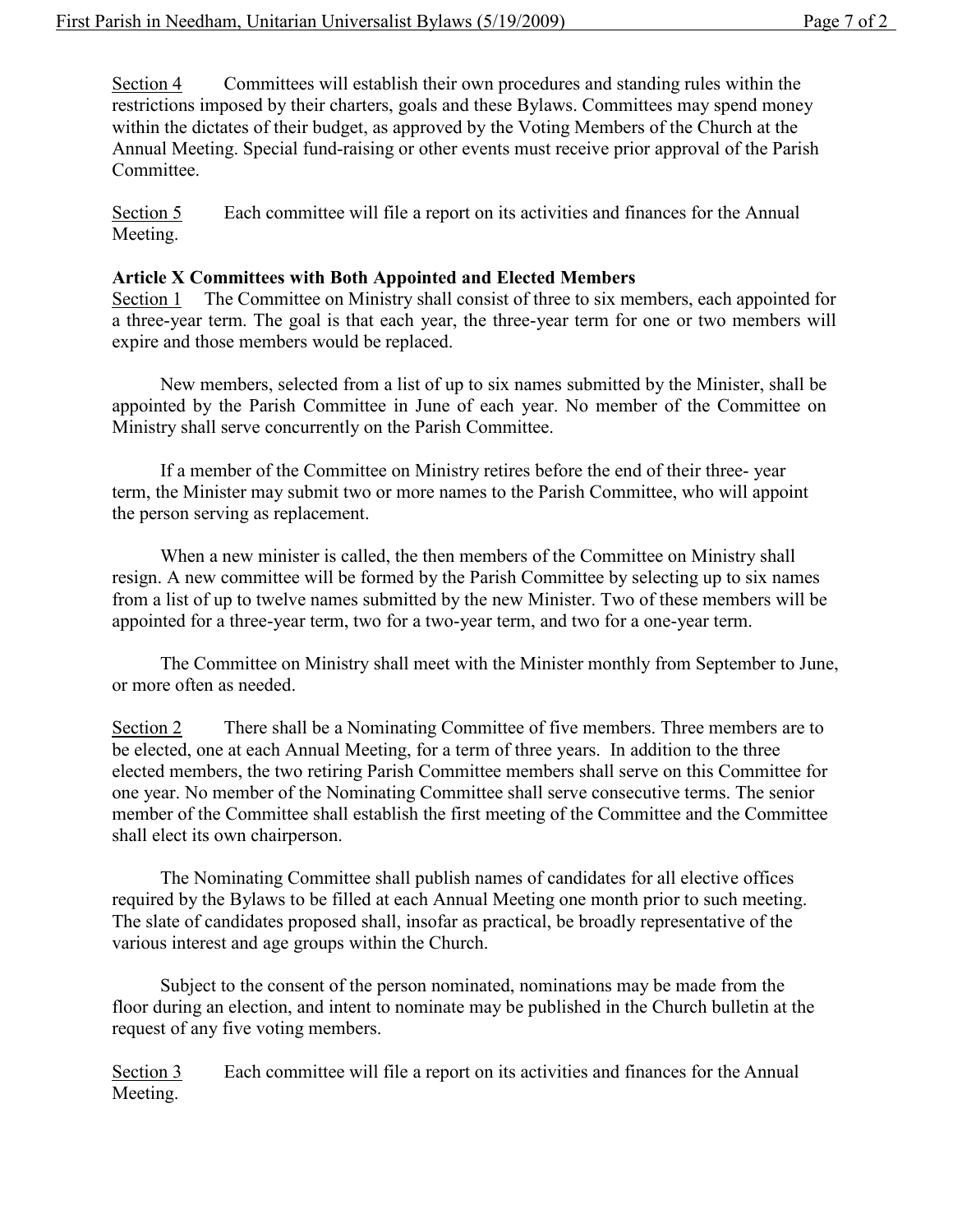Section 4 Committees will establish their own procedures and standing rules within the restrictions imposed by their charters, goals and these Bylaws. Committees may spend money within the dictates of their budget, as approved by the Voting Members of the Church at the Annual Meeting. Special fund-raising or other events must receive prior approval of the Parish Committee.

Section 5 Each committee will file a report on its activities and finances for the Annual Meeting.

**Article X Committees with Both Appointed and Elected Members**

Section 1 The Committee on Ministry shall consist of three to six members, each appointed for a three-year term. The goal is that each year, the three-year term for one or two members will expire and those members would be replaced.

New members, selected from a list of up to six names submitted by the Minister, shall be appointed by the Parish Committee in June of each year. No member of the Committee on Ministry shall serve concurrently on the Parish Committee.

If a member of the Committee on Ministry retires before the end of their three- year term, the Minister may submit two or more names to the Parish Committee, who will appoint the person serving as replacement.

When a new minister is called, the then members of the Committee on Ministry shall resign. A new committee will be formed by the Parish Committee by selecting up to six names from a list of up to twelve names submitted by the new Minister. Two of these members will be appointed for a three-year term, two for a two-year term, and two for a one-year term.

The Committee on Ministry shall meet with the Minister monthly from September to June, or more often as needed.

Section 2 There shall be a Nominating Committee of five members. Three members are to be elected, one at each Annual Meeting, for a term of three years. In addition to the three elected members, the two retiring Parish Committee members shall serve on this Committee for one year. No member of the Nominating Committee shall serve consecutive terms. The senior member of the Committee shall establish the first meeting of the Committee and the Committee shall elect its own chairperson.

The Nominating Committee shall publish names of candidates for all elective offices required by the Bylaws to be filled at each Annual Meeting one month prior to such meeting. The slate of candidates proposed shall, insofar as practical, be broadly representative of the various interest and age groups within the Church.

Subject to the consent of the person nominated, nominations may be made from the floor during an election, and intent to nominate may be published in the Church bulletin at the request of any five voting members.

Section 3 Each committee will file a report on its activities and finances for the Annual Meeting.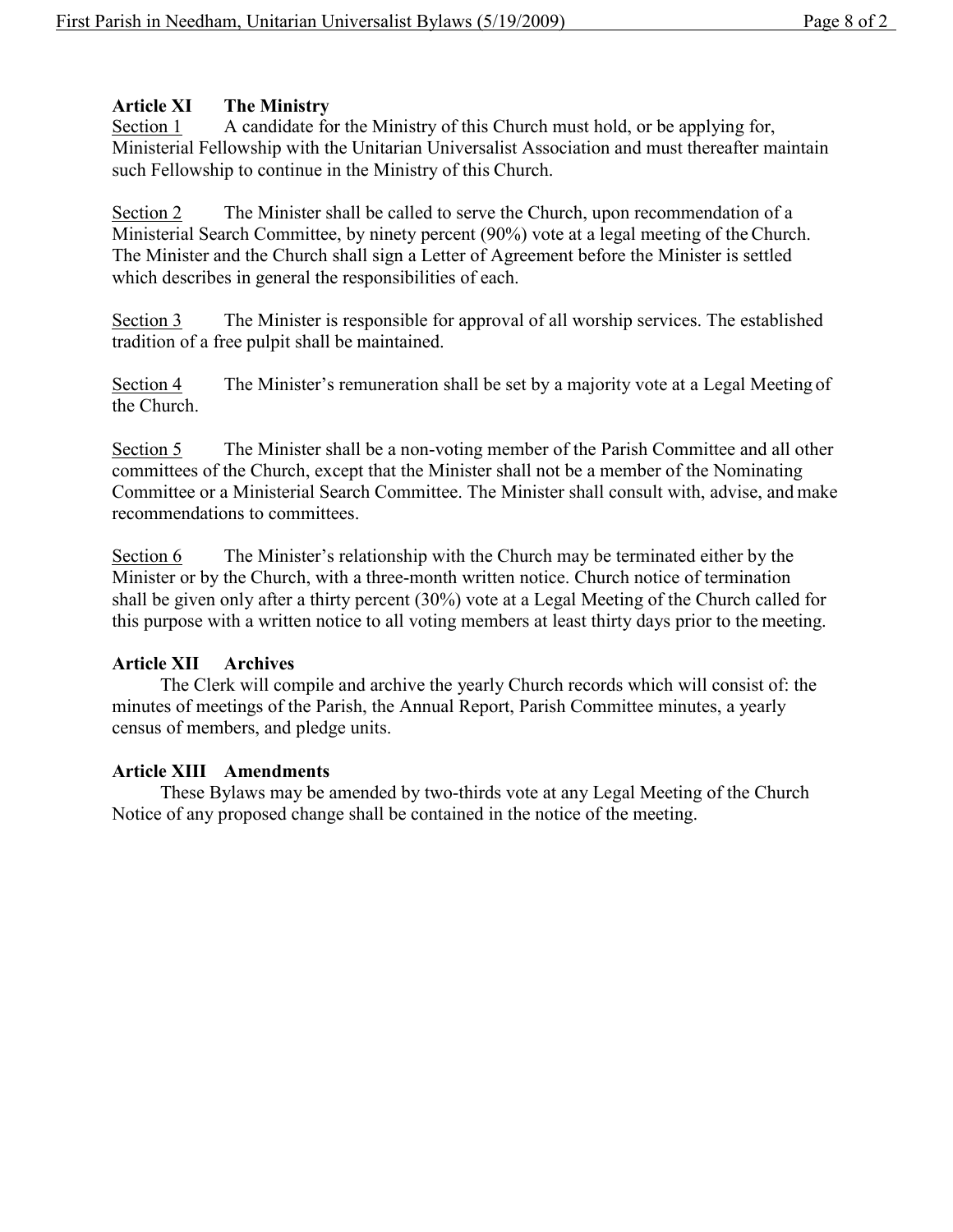**Article XI The Ministry**

Section 1 A candidate for the Ministry of this Church must hold, or be applying for, Ministerial Fellowship with the Unitarian Universalist Association and must thereafter maintain such Fellowship to continue in the Ministry of this Church.

Section 2 The Minister shall be called to serve the Church, upon recommendation of a Ministerial Search Committee, by ninety percent (90%) vote at a legal meeting of the Church. The Minister and the Church shall sign a Letter of Agreement before the Minister is settled which describes in general the responsibilities of each.

Section 3 The Minister is responsible for approval of all worship services. The established tradition of a free pulpit shall be maintained.

Section 4 The Minister's remuneration shall be set by a majority vote at a Legal Meeting of the Church.

Section 5 The Minister shall be a non-voting member of the Parish Committee and all other committees of the Church, except that the Minister shall not be a member of the Nominating Committee or a Ministerial Search Committee. The Minister shall consult with, advise, and make recommendations to committees.

Section 6 The Minister's relationship with the Church may be terminated either by the Minister or by the Church, with a three-month written notice. Church notice of termination shall be given only after a thirty percent (30%) vote at a Legal Meeting of the Church called for this purpose with a written notice to all voting members at least thirty days prior to the meeting.

**Article XII Archives**

The Clerk will compile and archive the yearly Church records which will consist of: the minutes of meetings of the Parish, the Annual Report, Parish Committee minutes, a yearly census of members, and pledge units.

**Article XIII Amendments**

These Bylaws may be amended by two-thirds vote at any Legal Meeting of the Church Notice of any proposed change shall be contained in the notice of the meeting.